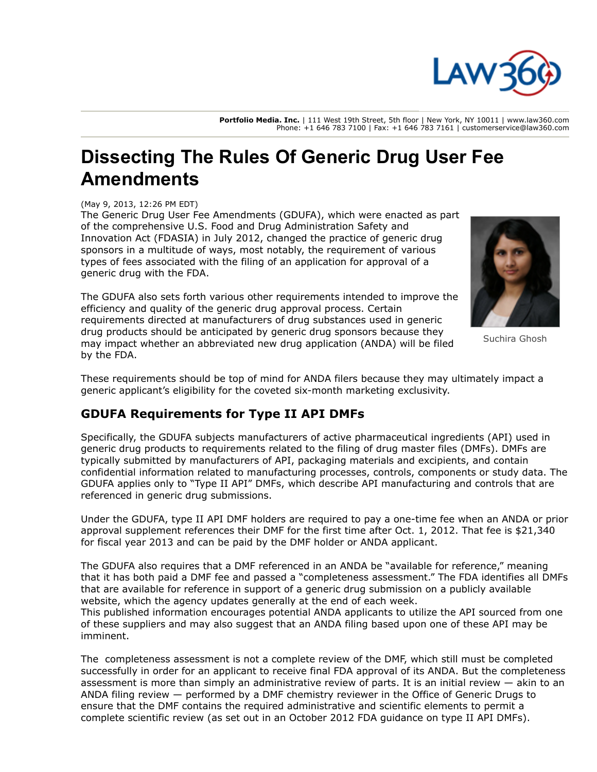**Portfolio Media. Inc.** | 111 West 19th Street, 5th floor | New York, NY 10011 | www.law360.com
Phone: +1 646 783 7100 | Fax: +1 646 783 7161 | customerservice@law360.com

# Dissecting The Rules Of Generic Drug User Fee Amendments

(May 9, 2013, 12:26 PM EDT)

The Generic Drug User Fee Amendments (GDUFA), which were enacted as part of the comprehensive U.S. Food and Drug Administration Safety and Innovation Act (FDASIA) in July 2012, changed the practice of generic drug sponsors in a multitude of ways, most notably, the requirement of various types of fees associated with the filing of an application for approval of a generic drug with the FDA.

Suchira Ghosh

The GDUFA also sets forth various other requirements intended to improve the efficiency and quality of the generic drug approval process. Certain requirements directed at manufacturers of drug substances used in generic drug products should be anticipated by generic drug sponsors because they may impact whether an abbreviated new drug application (ANDA) will be filed by the FDA.

These requirements should be top of mind for ANDA filers because they may ultimately impact a generic applicant's eligibility for the coveted six-month marketing exclusivity.

## GDUFA Requirements for Type II API DMFs

Specifically, the GDUFA subjects manufacturers of active pharmaceutical ingredients (API) used in generic drug products to requirements related to the filing of drug master files (DMFs). DMFs are typically submitted by manufacturers of API, packaging materials and excipients, and contain confidential information related to manufacturing processes, controls, components or study data. The GDUFA applies only to "Type II API" DMFs, which describe API manufacturing and controls that are referenced in generic drug submissions.

Under the GDUFA, type II API DMF holders are required to pay a one-time fee when an ANDA or prior approval supplement references their DMF for the first time after Oct. 1, 2012. That fee is $21,340 for fiscal year 2013 and can be paid by the DMF holder or ANDA applicant.

The GDUFA also requires that a DMF referenced in an ANDA be "available for reference," meaning that it has both paid a DMF fee and passed a "completeness assessment." The FDA identifies all DMFs that are available for reference in support of a generic drug submission on a publicly available website, which the agency updates generally at the end of each week.
This published information encourages potential ANDA applicants to utilize the API sourced from one of these suppliers and may also suggest that an ANDA filing based upon one of these API may be imminent.

The completeness assessment is not a complete review of the DMF, which still must be completed successfully in order for an applicant to receive final FDA approval of its ANDA. But the completeness assessment is more than simply an administrative review of parts. It is an initial review — akin to an ANDA filing review — performed by a DMF chemistry reviewer in the Office of Generic Drugs to ensure that the DMF contains the required administrative and scientific elements to permit a complete scientific review (as set out in an October 2012 FDA guidance on type II API DMFs).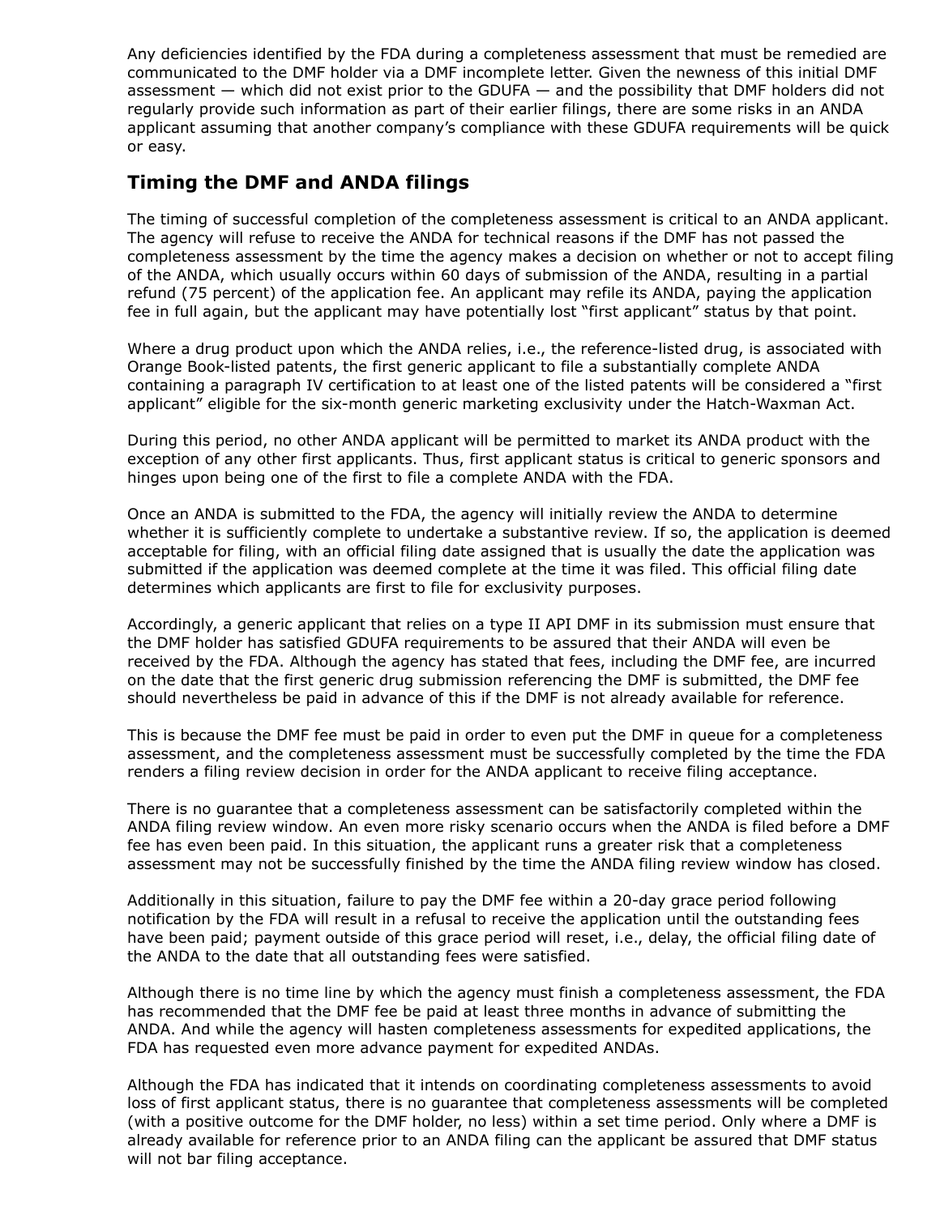Any deficiencies identified by the FDA during a completeness assessment that must be remedied are communicated to the DMF holder via a DMF incomplete letter. Given the newness of this initial DMF assessment — which did not exist prior to the GDUFA — and the possibility that DMF holders did not regularly provide such information as part of their earlier filings, there are some risks in an ANDA applicant assuming that another company's compliance with these GDUFA requirements will be quick or easy.

## Timing the DMF and ANDA filings

The timing of successful completion of the completeness assessment is critical to an ANDA applicant. The agency will refuse to receive the ANDA for technical reasons if the DMF has not passed the completeness assessment by the time the agency makes a decision on whether or not to accept filing of the ANDA, which usually occurs within 60 days of submission of the ANDA, resulting in a partial refund (75 percent) of the application fee. An applicant may refile its ANDA, paying the application fee in full again, but the applicant may have potentially lost "first applicant" status by that point.

Where a drug product upon which the ANDA relies, i.e., the reference-listed drug, is associated with Orange Book-listed patents, the first generic applicant to file a substantially complete ANDA containing a paragraph IV certification to at least one of the listed patents will be considered a "first applicant" eligible for the six-month generic marketing exclusivity under the Hatch-Waxman Act.

During this period, no other ANDA applicant will be permitted to market its ANDA product with the exception of any other first applicants. Thus, first applicant status is critical to generic sponsors and hinges upon being one of the first to file a complete ANDA with the FDA.

Once an ANDA is submitted to the FDA, the agency will initially review the ANDA to determine whether it is sufficiently complete to undertake a substantive review. If so, the application is deemed acceptable for filing, with an official filing date assigned that is usually the date the application was submitted if the application was deemed complete at the time it was filed. This official filing date determines which applicants are first to file for exclusivity purposes.

Accordingly, a generic applicant that relies on a type II API DMF in its submission must ensure that the DMF holder has satisfied GDUFA requirements to be assured that their ANDA will even be received by the FDA. Although the agency has stated that fees, including the DMF fee, are incurred on the date that the first generic drug submission referencing the DMF is submitted, the DMF fee should nevertheless be paid in advance of this if the DMF is not already available for reference.

This is because the DMF fee must be paid in order to even put the DMF in queue for a completeness assessment, and the completeness assessment must be successfully completed by the time the FDA renders a filing review decision in order for the ANDA applicant to receive filing acceptance.

There is no guarantee that a completeness assessment can be satisfactorily completed within the ANDA filing review window. An even more risky scenario occurs when the ANDA is filed before a DMF fee has even been paid. In this situation, the applicant runs a greater risk that a completeness assessment may not be successfully finished by the time the ANDA filing review window has closed.

Additionally in this situation, failure to pay the DMF fee within a 20-day grace period following notification by the FDA will result in a refusal to receive the application until the outstanding fees have been paid; payment outside of this grace period will reset, i.e., delay, the official filing date of the ANDA to the date that all outstanding fees were satisfied.

Although there is no time line by which the agency must finish a completeness assessment, the FDA has recommended that the DMF fee be paid at least three months in advance of submitting the ANDA. And while the agency will hasten completeness assessments for expedited applications, the FDA has requested even more advance payment for expedited ANDAs.

Although the FDA has indicated that it intends on coordinating completeness assessments to avoid loss of first applicant status, there is no guarantee that completeness assessments will be completed (with a positive outcome for the DMF holder, no less) within a set time period. Only where a DMF is already available for reference prior to an ANDA filing can the applicant be assured that DMF status will not bar filing acceptance.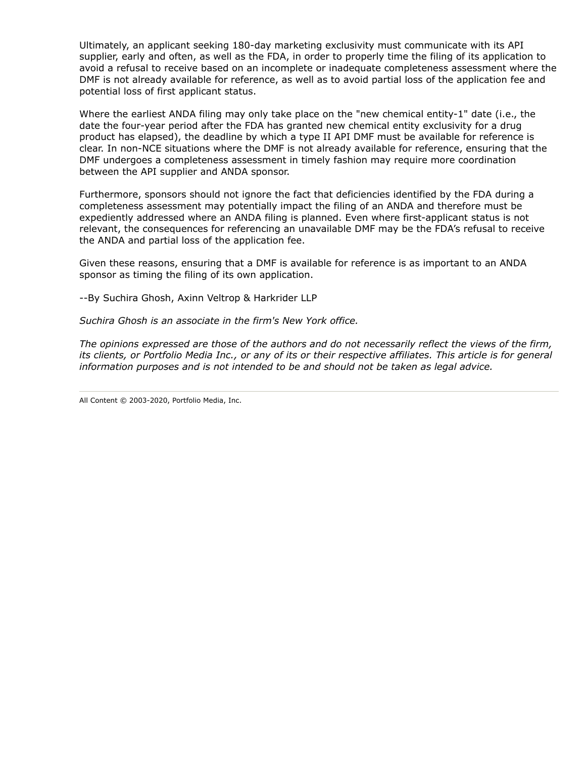Ultimately, an applicant seeking 180-day marketing exclusivity must communicate with its API supplier, early and often, as well as the FDA, in order to properly time the filing of its application to avoid a refusal to receive based on an incomplete or inadequate completeness assessment where the DMF is not already available for reference, as well as to avoid partial loss of the application fee and potential loss of first applicant status.

Where the earliest ANDA filing may only take place on the "new chemical entity-1" date (i.e., the date the four-year period after the FDA has granted new chemical entity exclusivity for a drug product has elapsed), the deadline by which a type II API DMF must be available for reference is clear. In non-NCE situations where the DMF is not already available for reference, ensuring that the DMF undergoes a completeness assessment in timely fashion may require more coordination between the API supplier and ANDA sponsor.

Furthermore, sponsors should not ignore the fact that deficiencies identified by the FDA during a completeness assessment may potentially impact the filing of an ANDA and therefore must be expediently addressed where an ANDA filing is planned. Even where first-applicant status is not relevant, the consequences for referencing an unavailable DMF may be the FDA's refusal to receive the ANDA and partial loss of the application fee.

Given these reasons, ensuring that a DMF is available for reference is as important to an ANDA sponsor as timing the filing of its own application.

--By Suchira Ghosh, Axinn Veltrop & Harkrider LLP

*Suchira Ghosh is an associate in the firm's New York office.*

*The opinions expressed are those of the authors and do not necessarily reflect the views of the firm, its clients, or Portfolio Media Inc., or any of its or their respective affiliates. This article is for general information purposes and is not intended to be and should not be taken as legal advice.*

All Content © 2003-2020, Portfolio Media, Inc.